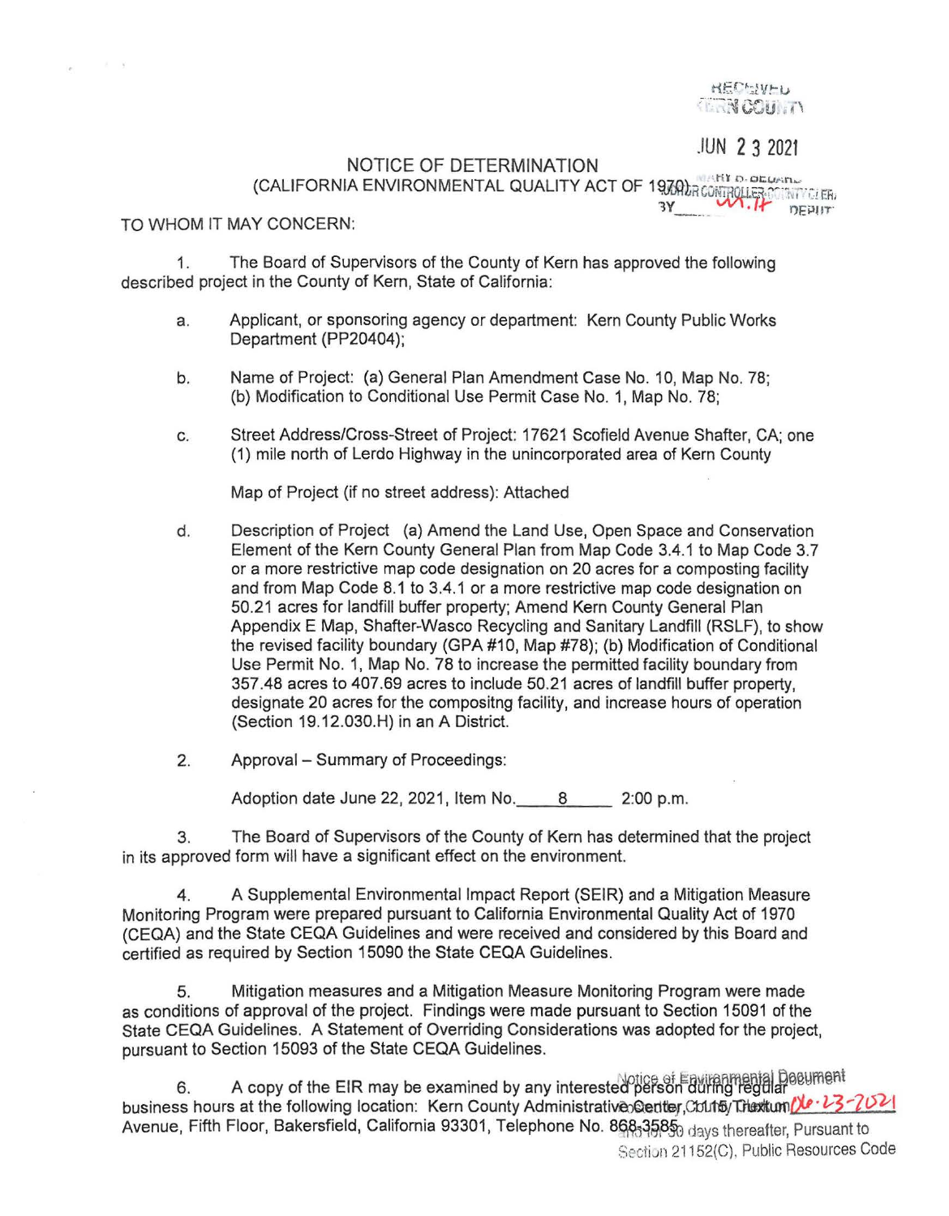RECEIVED
KERN COUNTY

JUN 2 3 2021

MARY B. BEDARD
AUDITOR CONTROLLER-COUNTY CLERK
BY ______ DEPUTY

# NOTICE OF DETERMINATION
(CALIFORNIA ENVIRONMENTAL QUALITY ACT OF 1970)

TO WHOM IT MAY CONCERN:

1. The Board of Supervisors of the County of Kern has approved the following described project in the County of Kern, State of California:

   a. Applicant, or sponsoring agency or department: Kern County Public Works Department (PP20404);

   b. Name of Project: (a) General Plan Amendment Case No. 10, Map No. 78; (b) Modification to Conditional Use Permit Case No. 1, Map No. 78;

   c. Street Address/Cross-Street of Project: 17621 Scofield Avenue Shafter, CA; one (1) mile north of Lerdo Highway in the unincorporated area of Kern County

      Map of Project (if no street address): Attached

   d. Description of Project (a) Amend the Land Use, Open Space and Conservation Element of the Kern County General Plan from Map Code 3.4.1 to Map Code 3.7 or a more restrictive map code designation on 20 acres for a composting facility and from Map Code 8.1 to 3.4.1 or a more restrictive map code designation on 50.21 acres for landfill buffer property; Amend Kern County General Plan Appendix E Map, Shafter-Wasco Recycling and Sanitary Landfill (RSLF), to show the revised facility boundary (GPA #10, Map #78); (b) Modification of Conditional Use Permit No. 1, Map No. 78 to increase the permitted facility boundary from 357.48 acres to 407.69 acres to include 50.21 acres of landfill buffer property, designate 20 acres for the compositng facility, and increase hours of operation (Section 19.12.030.H) in an A District.

2. Approval – Summary of Proceedings:

   Adoption date June 22, 2021, Item No. 8 2:00 p.m.

3. The Board of Supervisors of the County of Kern has determined that the project in its approved form will have a significant effect on the environment.

4. A Supplemental Environmental Impact Report (SEIR) and a Mitigation Measure Monitoring Program were prepared pursuant to California Environmental Quality Act of 1970 (CEQA) and the State CEQA Guidelines and were received and considered by this Board and certified as required by Section 15090 the State CEQA Guidelines.

5. Mitigation measures and a Mitigation Measure Monitoring Program were made as conditions of approval of the project. Findings were made pursuant to Section 15091 of the State CEQA Guidelines. A Statement of Overriding Considerations was adopted for the project, pursuant to Section 15093 of the State CEQA Guidelines.

6. A copy of the EIR may be examined by any interested person during regular business hours at the following location: Kern County Administrative Center, 1115 Truxtun Avenue, Fifth Floor, Bakersfield, California 93301, Telephone No. 868-3585.

Notice of Environmental Document posted on 06-23-2021 thru 30 days thereafter, Pursuant to Section 21152(C), Public Resources Code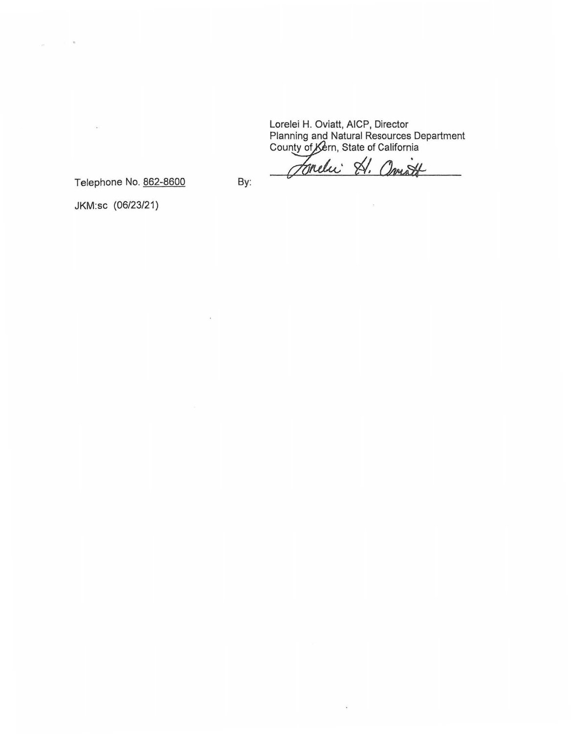Lorelei H. Oviatt, AICP, Director
Planning and Natural Resources Department
County of Kern, State of California

Telephone No. 862-8600

By: Lorelei H. Oviatt

JKM:sc (06/23/21)